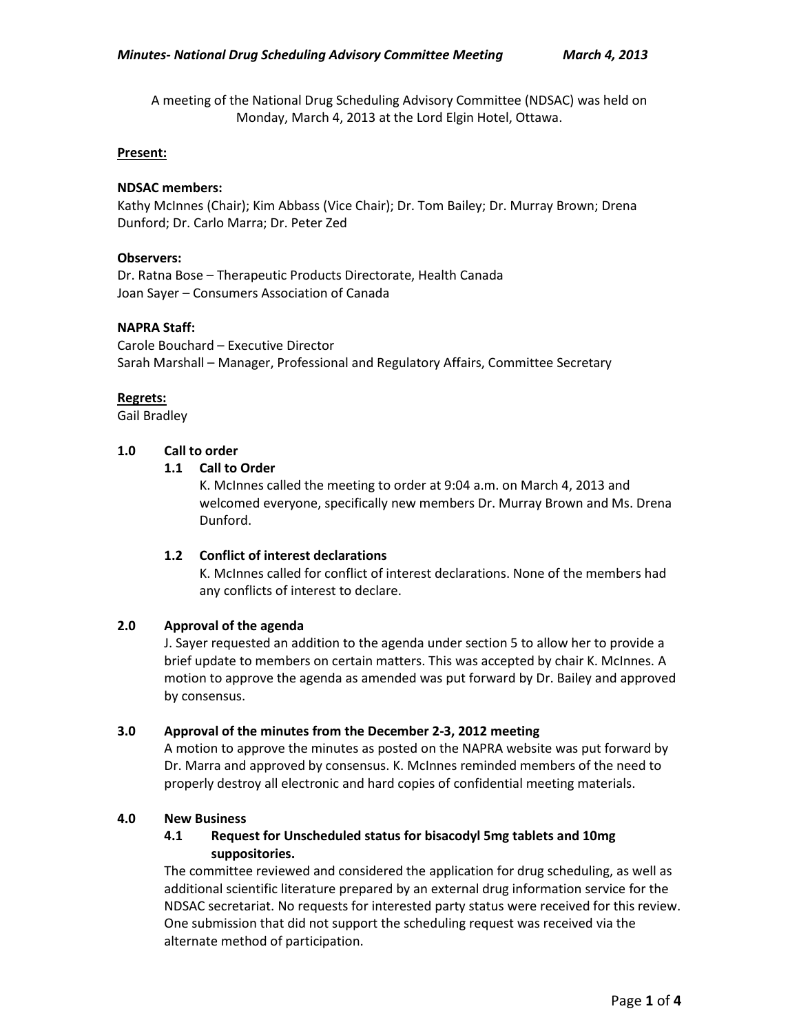A meeting of the National Drug Scheduling Advisory Committee (NDSAC) was held on Monday, March 4, 2013 at the Lord Elgin Hotel, Ottawa.

**Present:**

**NDSAC members:**
Kathy McInnes (Chair); Kim Abbass (Vice Chair); Dr. Tom Bailey; Dr. Murray Brown; Drena Dunford; Dr. Carlo Marra; Dr. Peter Zed

**Observers:**
Dr. Ratna Bose – Therapeutic Products Directorate, Health Canada
Joan Sayer – Consumers Association of Canada

**NAPRA Staff:**
Carole Bouchard – Executive Director
Sarah Marshall – Manager, Professional and Regulatory Affairs, Committee Secretary

**Regrets:**
Gail Bradley

## 1.0 Call to order

### 1.1 Call to Order

K. McInnes called the meeting to order at 9:04 a.m. on March 4, 2013 and welcomed everyone, specifically new members Dr. Murray Brown and Ms. Drena Dunford.

### 1.2 Conflict of interest declarations

K. McInnes called for conflict of interest declarations. None of the members had any conflicts of interest to declare.

## 2.0 Approval of the agenda

J. Sayer requested an addition to the agenda under section 5 to allow her to provide a brief update to members on certain matters. This was accepted by chair K. McInnes. A motion to approve the agenda as amended was put forward by Dr. Bailey and approved by consensus.

## 3.0 Approval of the minutes from the December 2-3, 2012 meeting

A motion to approve the minutes as posted on the NAPRA website was put forward by Dr. Marra and approved by consensus. K. McInnes reminded members of the need to properly destroy all electronic and hard copies of confidential meeting materials.

## 4.0 New Business

### 4.1 Request for Unscheduled status for bisacodyl 5mg tablets and 10mg suppositories.

The committee reviewed and considered the application for drug scheduling, as well as additional scientific literature prepared by an external drug information service for the NDSAC secretariat. No requests for interested party status were received for this review. One submission that did not support the scheduling request was received via the alternate method of participation.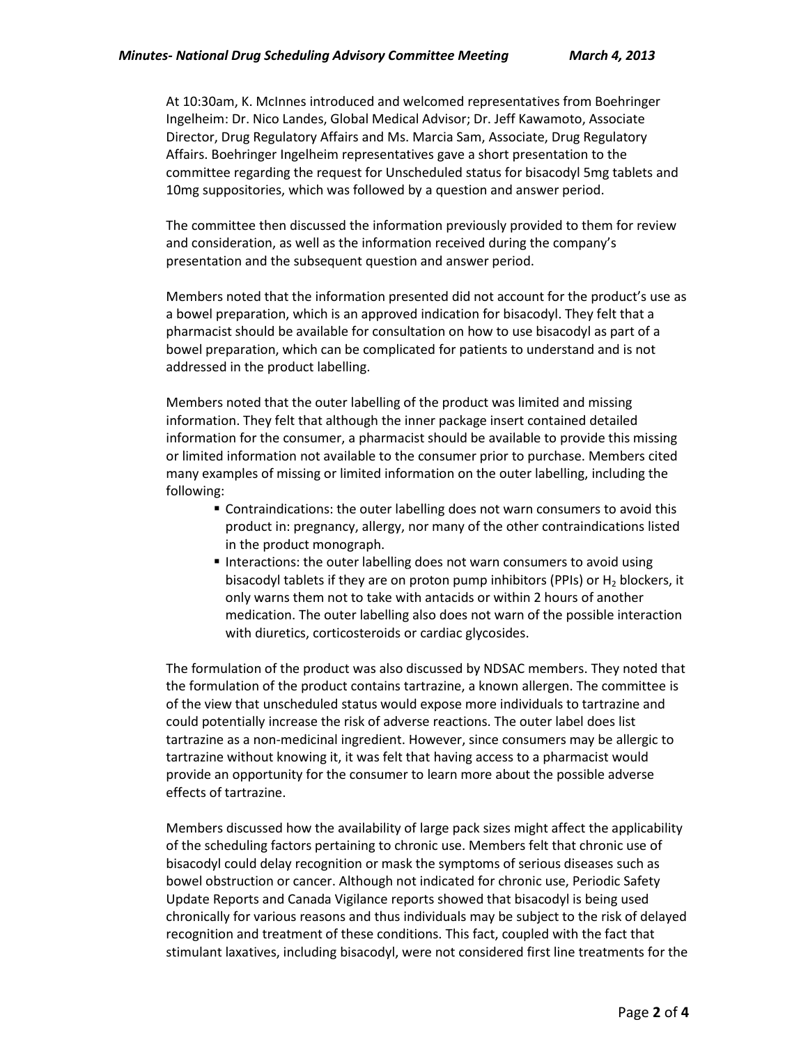At 10:30am, K. McInnes introduced and welcomed representatives from Boehringer Ingelheim: Dr. Nico Landes, Global Medical Advisor; Dr. Jeff Kawamoto, Associate Director, Drug Regulatory Affairs and Ms. Marcia Sam, Associate, Drug Regulatory Affairs. Boehringer Ingelheim representatives gave a short presentation to the committee regarding the request for Unscheduled status for bisacodyl 5mg tablets and 10mg suppositories, which was followed by a question and answer period.

The committee then discussed the information previously provided to them for review and consideration, as well as the information received during the company's presentation and the subsequent question and answer period.

Members noted that the information presented did not account for the product's use as a bowel preparation, which is an approved indication for bisacodyl. They felt that a pharmacist should be available for consultation on how to use bisacodyl as part of a bowel preparation, which can be complicated for patients to understand and is not addressed in the product labelling.

Members noted that the outer labelling of the product was limited and missing information. They felt that although the inner package insert contained detailed information for the consumer, a pharmacist should be available to provide this missing or limited information not available to the consumer prior to purchase. Members cited many examples of missing or limited information on the outer labelling, including the following:

- Contraindications: the outer labelling does not warn consumers to avoid this product in: pregnancy, allergy, nor many of the other contraindications listed in the product monograph.
- Interactions: the outer labelling does not warn consumers to avoid using bisacodyl tablets if they are on proton pump inhibitors (PPIs) or $H_2$ blockers, it only warns them not to take with antacids or within 2 hours of another medication. The outer labelling also does not warn of the possible interaction with diuretics, corticosteroids or cardiac glycosides.

The formulation of the product was also discussed by NDSAC members. They noted that the formulation of the product contains tartrazine, a known allergen. The committee is of the view that unscheduled status would expose more individuals to tartrazine and could potentially increase the risk of adverse reactions. The outer label does list tartrazine as a non-medicinal ingredient. However, since consumers may be allergic to tartrazine without knowing it, it was felt that having access to a pharmacist would provide an opportunity for the consumer to learn more about the possible adverse effects of tartrazine.

Members discussed how the availability of large pack sizes might affect the applicability of the scheduling factors pertaining to chronic use. Members felt that chronic use of bisacodyl could delay recognition or mask the symptoms of serious diseases such as bowel obstruction or cancer. Although not indicated for chronic use, Periodic Safety Update Reports and Canada Vigilance reports showed that bisacodyl is being used chronically for various reasons and thus individuals may be subject to the risk of delayed recognition and treatment of these conditions. This fact, coupled with the fact that stimulant laxatives, including bisacodyl, were not considered first line treatments for the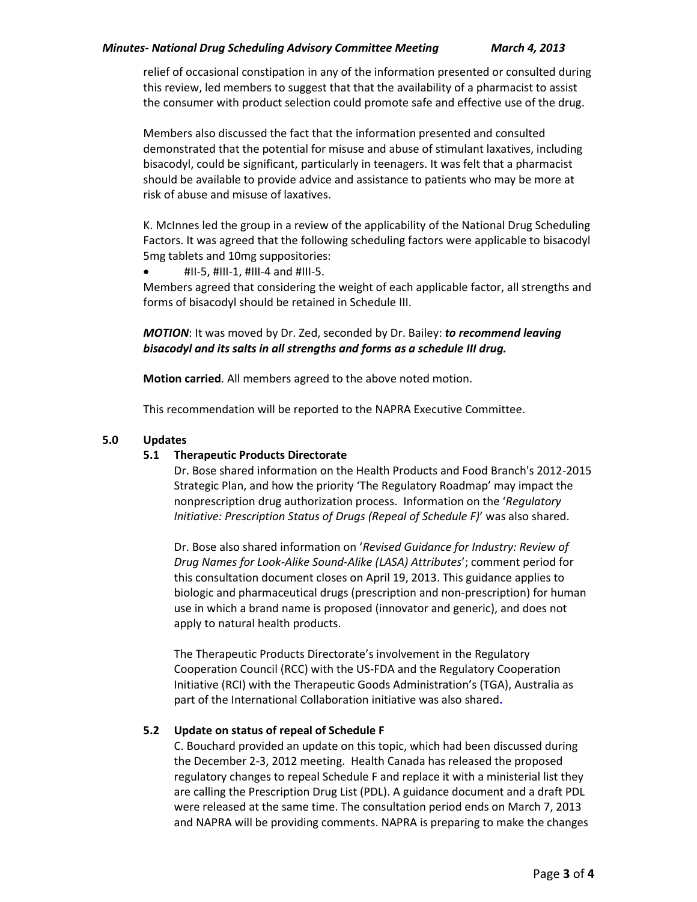relief of occasional constipation in any of the information presented or consulted during this review, led members to suggest that that the availability of a pharmacist to assist the consumer with product selection could promote safe and effective use of the drug.

Members also discussed the fact that the information presented and consulted demonstrated that the potential for misuse and abuse of stimulant laxatives, including bisacodyl, could be significant, particularly in teenagers. It was felt that a pharmacist should be available to provide advice and assistance to patients who may be more at risk of abuse and misuse of laxatives.

K. McInnes led the group in a review of the applicability of the National Drug Scheduling Factors. It was agreed that the following scheduling factors were applicable to bisacodyl 5mg tablets and 10mg suppositories:

- #II-5, #III-1, #III-4 and #III-5.

Members agreed that considering the weight of each applicable factor, all strengths and forms of bisacodyl should be retained in Schedule III.

***MOTION***: It was moved by Dr. Zed, seconded by Dr. Bailey: ***to recommend leaving bisacodyl and its salts in all strengths and forms as a schedule III drug.***

**Motion carried**. All members agreed to the above noted motion.

This recommendation will be reported to the NAPRA Executive Committee.

## 5.0 Updates

### 5.1 Therapeutic Products Directorate

Dr. Bose shared information on the Health Products and Food Branch's 2012-2015 Strategic Plan, and how the priority 'The Regulatory Roadmap' may impact the nonprescription drug authorization process. Information on the '*Regulatory Initiative: Prescription Status of Drugs (Repeal of Schedule F)*' was also shared.

Dr. Bose also shared information on '*Revised Guidance for Industry: Review of Drug Names for Look-Alike Sound-Alike (LASA) Attributes*'; comment period for this consultation document closes on April 19, 2013. This guidance applies to biologic and pharmaceutical drugs (prescription and non-prescription) for human use in which a brand name is proposed (innovator and generic), and does not apply to natural health products.

The Therapeutic Products Directorate's involvement in the Regulatory Cooperation Council (RCC) with the US-FDA and the Regulatory Cooperation Initiative (RCI) with the Therapeutic Goods Administration's (TGA), Australia as part of the International Collaboration initiative was also shared.

### 5.2 Update on status of repeal of Schedule F

C. Bouchard provided an update on this topic, which had been discussed during the December 2-3, 2012 meeting. Health Canada has released the proposed regulatory changes to repeal Schedule F and replace it with a ministerial list they are calling the Prescription Drug List (PDL). A guidance document and a draft PDL were released at the same time. The consultation period ends on March 7, 2013 and NAPRA will be providing comments. NAPRA is preparing to make the changes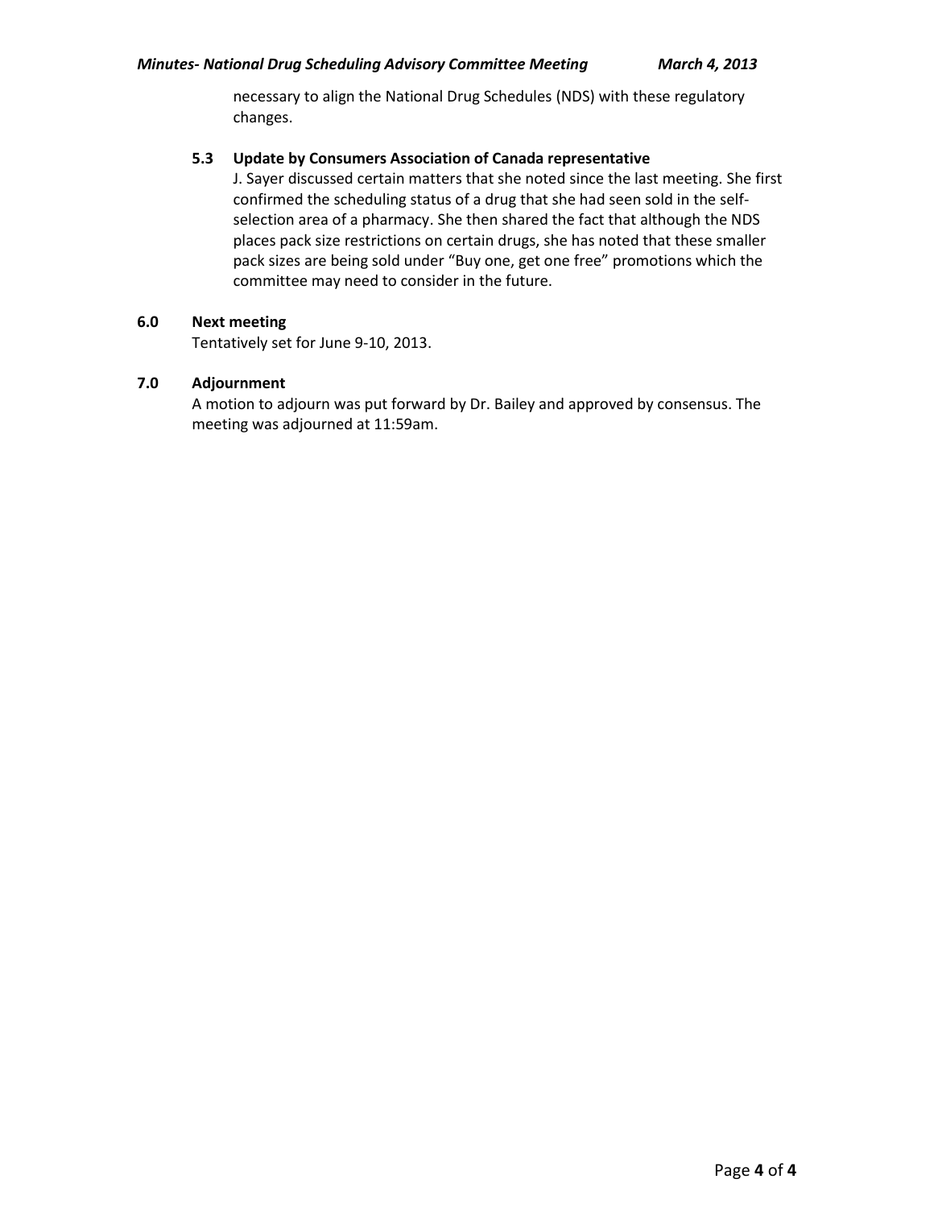necessary to align the National Drug Schedules (NDS) with these regulatory changes.

### 5.3 Update by Consumers Association of Canada representative

J. Sayer discussed certain matters that she noted since the last meeting. She first confirmed the scheduling status of a drug that she had seen sold in the self-selection area of a pharmacy. She then shared the fact that although the NDS places pack size restrictions on certain drugs, she has noted that these smaller pack sizes are being sold under “Buy one, get one free” promotions which the committee may need to consider in the future.

## 6.0 Next meeting

Tentatively set for June 9-10, 2013.

## 7.0 Adjournment

A motion to adjourn was put forward by Dr. Bailey and approved by consensus. The meeting was adjourned at 11:59am.